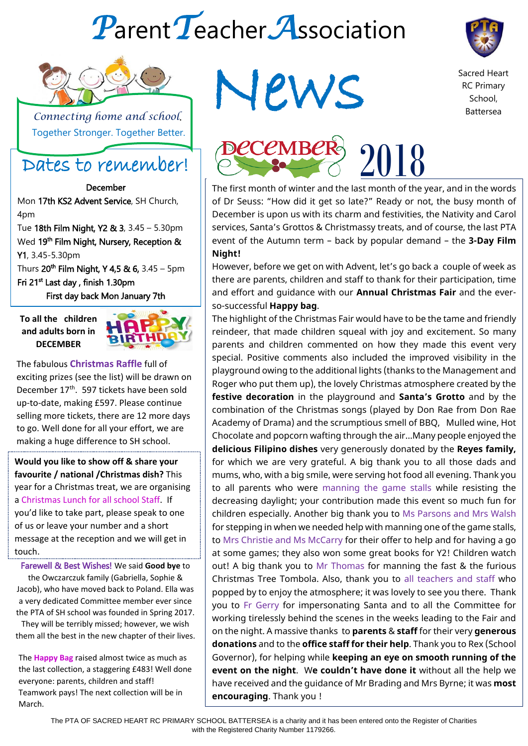# Parent Teacher Association

*Connecting home and school.*
Together Stronger. Together Better.

# News

Sacred Heart RC Primary School, Battersea

## DECEMBER 2018

The first month of winter and the last month of the year, and in the words of Dr Seuss: "How did it get so late?" Ready or not, the busy month of December is upon us with its charm and festivities, the Nativity and Carol services, Santa's Grottos & Christmassy treats, and of course, the last PTA event of the Autumn term – back by popular demand – the **3-Day Film Night!**

However, before we get on with Advent, let's go back a couple of week as there are parents, children and staff to thank for their participation, time and effort and guidance with our **Annual Christmas Fair** and the ever-so-successful **Happy bag**.

The highlight of the Christmas Fair would have to be the tame and friendly reindeer, that made children squeal with joy and excitement. So many parents and children commented on how they made this event very special. Positive comments also included the improved visibility in the playground owing to the additional lights (thanks to the Management and Roger who put them up), the lovely Christmas atmosphere created by the **festive decoration** in the playground and **Santa's Grotto** and by the combination of the Christmas songs (played by Don Rae from Don Rae Academy of Drama) and the scrumptious smell of BBQ, Mulled wine, Hot Chocolate and popcorn wafting through the air…Many people enjoyed the **delicious Filipino dishes** very generously donated by the **Reyes family,** for which we are very grateful. A big thank you to all those dads and mums, who, with a big smile, were serving hot food all evening. Thank you to all parents who were manning the game stalls while resisting the decreasing daylight; your contribution made this event so much fun for children especially. Another big thank you to Ms Parsons and Mrs Walsh for stepping in when we needed help with manning one of the game stalls, to Mrs Christie and Ms McCarry for their offer to help and for having a go at some games; they also won some great books for Y2! Children watch out! A big thank you to Mr Thomas for manning the fast & the furious Christmas Tree Tombola. Also, thank you to all teachers and staff who popped by to enjoy the atmosphere; it was lovely to see you there. Thank you to Fr Gerry for impersonating Santa and to all the Committee for working tirelessly behind the scenes in the weeks leading to the Fair and on the night. A massive thanks to **parents** & **staff** for their very **generous donations** and to the **office staff for their help**. Thank you to Rex (School Governor), for helping while **keeping an eye on smooth running of the event on the night**. We **couldn't have done it** without all the help we have received and the guidance of Mr Brading and Mrs Byrne; it was **most encouraging**. Thank you !

## Dates to remember!

**December**

- Mon **17th KS2 Advent Service**, SH Church, 4pm
- Tue **18th Film Night, Y2 & 3**, 3.45 – 5.30pm
- Wed **19th Film Night, Nursery, Reception & Y1**, 3.45-5.30pm
- Thurs **20th Film Night, Y 4,5 & 6,** 3.45 – 5pm
- **Fri 21st Last day , finish 1.30pm**

**First day back Mon January 7th**

**To all the children and adults born in DECEMBER**

HAPPY BIRTHDAY

The fabulous **Christmas Raffle** full of exciting prizes (see the list) will be drawn on December 17th. 597 tickets have been sold up-to-date, making £597. Please continue selling more tickets, there are 12 more days to go. Well done for all your effort, we are making a huge difference to SH school.

**Would you like to show off & share your favourite / national /Christmas dish?** This year for a Christmas treat, we are organising a Christmas Lunch for all school Staff. If you'd like to take part, please speak to one of us or leave your number and a short message at the reception and we will get in touch.

Farewell & Best Wishes! We said **Good bye** to the Owczarczuk family (Gabriella, Sophie & Jacob), who have moved back to Poland. Ella was a very dedicated Committee member ever since the PTA of SH school was founded in Spring 2017. They will be terribly missed; however, we wish them all the best in the new chapter of their lives.

The **Happy Bag** raised almost twice as much as the last collection, a staggering £483! Well done everyone: parents, children and staff! Teamwork pays! The next collection will be in March.

The PTA OF SACRED HEART RC PRIMARY SCHOOL BATTERSEA is a charity and it has been entered onto the Register of Charities with the Registered Charity Number 1179266.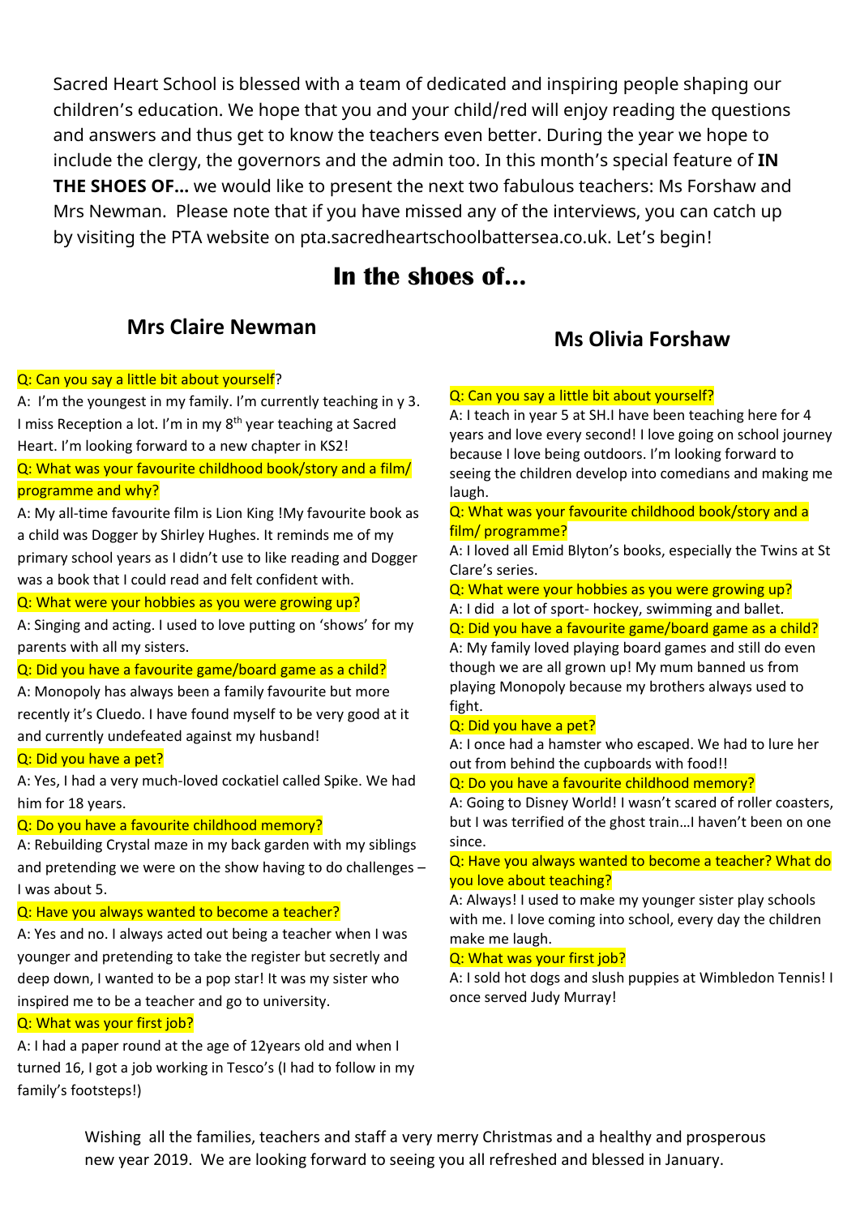Sacred Heart School is blessed with a team of dedicated and inspiring people shaping our children's education. We hope that you and your child/red will enjoy reading the questions and answers and thus get to know the teachers even better. During the year we hope to include the clergy, the governors and the admin too. In this month's special feature of **IN THE SHOES OF…** we would like to present the next two fabulous teachers: Ms Forshaw and Mrs Newman. Please note that if you have missed any of the interviews, you can catch up by visiting the PTA website on pta.sacredheartschoolbattersea.co.uk. Let's begin!

# In the shoes of…

## Mrs Claire Newman

Q: Can you say a little bit about yourself?

A: I'm the youngest in my family. I'm currently teaching in y 3. I miss Reception a lot. I'm in my 8th year teaching at Sacred Heart. I'm looking forward to a new chapter in KS2!

Q: What was your favourite childhood book/story and a film/ programme and why?

A: My all-time favourite film is Lion King !My favourite book as a child was Dogger by Shirley Hughes. It reminds me of my primary school years as I didn't use to like reading and Dogger was a book that I could read and felt confident with.

Q: What were your hobbies as you were growing up?

A: Singing and acting. I used to love putting on 'shows' for my parents with all my sisters.

Q: Did you have a favourite game/board game as a child?

A: Monopoly has always been a family favourite but more recently it's Cluedo. I have found myself to be very good at it and currently undefeated against my husband!

Q: Did you have a pet?

A: Yes, I had a very much-loved cockatiel called Spike. We had him for 18 years.

Q: Do you have a favourite childhood memory?

A: Rebuilding Crystal maze in my back garden with my siblings and pretending we were on the show having to do challenges – I was about 5.

Q: Have you always wanted to become a teacher?

A: Yes and no. I always acted out being a teacher when I was younger and pretending to take the register but secretly and deep down, I wanted to be a pop star! It was my sister who inspired me to be a teacher and go to university.

Q: What was your first job?

A: I had a paper round at the age of 12years old and when I turned 16, I got a job working in Tesco's (I had to follow in my family's footsteps!)

## Ms Olivia Forshaw

Q: Can you say a little bit about yourself?

A: I teach in year 5 at SH.I have been teaching here for 4 years and love every second! I love going on school journey because I love being outdoors. I'm looking forward to seeing the children develop into comedians and making me laugh.

Q: What was your favourite childhood book/story and a film/ programme?

A: I loved all Emid Blyton's books, especially the Twins at St Clare's series.

Q: What were your hobbies as you were growing up?

A: I did a lot of sport- hockey, swimming and ballet.

Q: Did you have a favourite game/board game as a child?

A: My family loved playing board games and still do even though we are all grown up! My mum banned us from playing Monopoly because my brothers always used to fight.

Q: Did you have a pet?

A: I once had a hamster who escaped. We had to lure her out from behind the cupboards with food!!

Q: Do you have a favourite childhood memory?

A: Going to Disney World! I wasn't scared of roller coasters, but I was terrified of the ghost train…I haven't been on one since.

Q: Have you always wanted to become a teacher? What do you love about teaching?

A: Always! I used to make my younger sister play schools with me. I love coming into school, every day the children make me laugh.

Q: What was your first job?

A: I sold hot dogs and slush puppies at Wimbledon Tennis! I once served Judy Murray!

Wishing all the families, teachers and staff a very merry Christmas and a healthy and prosperous new year 2019. We are looking forward to seeing you all refreshed and blessed in January.